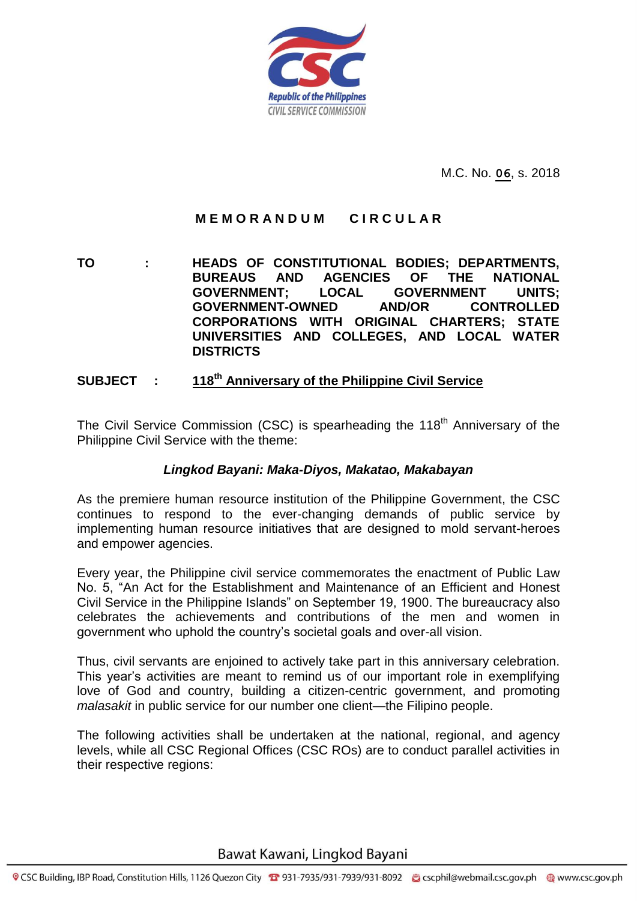Republic of the Philippines
CIVIL SERVICE COMMISSION

M.C. No. 06, s. 2018

# MEMORANDUM CIRCULAR

**TO :** **HEADS OF CONSTITUTIONAL BODIES; DEPARTMENTS, BUREAUS AND AGENCIES OF THE NATIONAL GOVERNMENT; LOCAL GOVERNMENT UNITS; GOVERNMENT-OWNED AND/OR CONTROLLED CORPORATIONS WITH ORIGINAL CHARTERS; STATE UNIVERSITIES AND COLLEGES, AND LOCAL WATER DISTRICTS**

**SUBJECT :** **118th Anniversary of the Philippine Civil Service**

The Civil Service Commission (CSC) is spearheading the 118th Anniversary of the Philippine Civil Service with the theme:

***Lingkod Bayani: Maka-Diyos, Makatao, Makabayan***

As the premiere human resource institution of the Philippine Government, the CSC continues to respond to the ever-changing demands of public service by implementing human resource initiatives that are designed to mold servant-heroes and empower agencies.

Every year, the Philippine civil service commemorates the enactment of Public Law No. 5, "An Act for the Establishment and Maintenance of an Efficient and Honest Civil Service in the Philippine Islands" on September 19, 1900. The bureaucracy also celebrates the achievements and contributions of the men and women in government who uphold the country's societal goals and over-all vision.

Thus, civil servants are enjoined to actively take part in this anniversary celebration. This year's activities are meant to remind us of our important role in exemplifying love of God and country, building a citizen-centric government, and promoting *malasakit* in public service for our number one client—the Filipino people.

The following activities shall be undertaken at the national, regional, and agency levels, while all CSC Regional Offices (CSC ROs) are to conduct parallel activities in their respective regions:

Bawat Kawani, Lingkod Bayani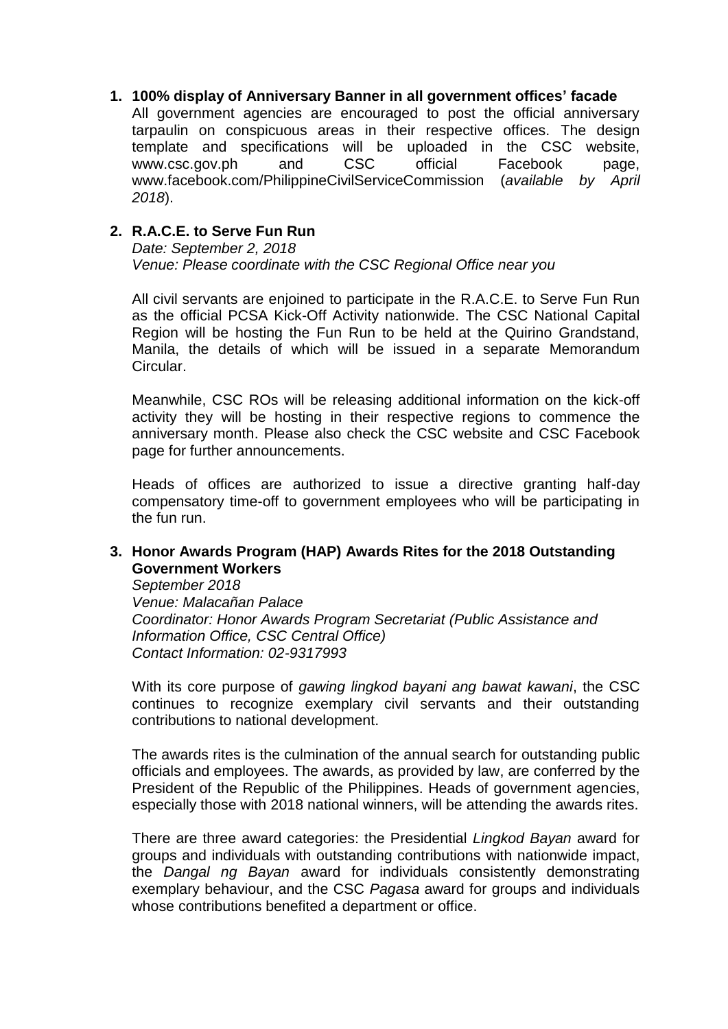1. **100% display of Anniversary Banner in all government offices' facade**

   All government agencies are encouraged to post the official anniversary tarpaulin on conspicuous areas in their respective offices. The design template and specifications will be uploaded in the CSC website, www.csc.gov.ph and CSC official Facebook page, www.facebook.com/PhilippineCivilServiceCommission (*available by April 2018*).

2. **R.A.C.E. to Serve Fun Run**

   *Date: September 2, 2018*
   *Venue: Please coordinate with the CSC Regional Office near you*

   All civil servants are enjoined to participate in the R.A.C.E. to Serve Fun Run as the official PCSA Kick-Off Activity nationwide. The CSC National Capital Region will be hosting the Fun Run to be held at the Quirino Grandstand, Manila, the details of which will be issued in a separate Memorandum Circular.

   Meanwhile, CSC ROs will be releasing additional information on the kick-off activity they will be hosting in their respective regions to commence the anniversary month. Please also check the CSC website and CSC Facebook page for further announcements.

   Heads of offices are authorized to issue a directive granting half-day compensatory time-off to government employees who will be participating in the fun run.

3. **Honor Awards Program (HAP) Awards Rites for the 2018 Outstanding Government Workers**

   *September 2018*
   *Venue: Malacañan Palace*
   *Coordinator: Honor Awards Program Secretariat (Public Assistance and Information Office, CSC Central Office)*
   *Contact Information: 02-9317993*

   With its core purpose of *gawing lingkod bayani ang bawat kawani*, the CSC continues to recognize exemplary civil servants and their outstanding contributions to national development.

   The awards rites is the culmination of the annual search for outstanding public officials and employees. The awards, as provided by law, are conferred by the President of the Republic of the Philippines. Heads of government agencies, especially those with 2018 national winners, will be attending the awards rites.

   There are three award categories: the Presidential *Lingkod Bayan* award for groups and individuals with outstanding contributions with nationwide impact, the *Dangal ng Bayan* award for individuals consistently demonstrating exemplary behaviour, and the CSC *Pagasa* award for groups and individuals whose contributions benefited a department or office.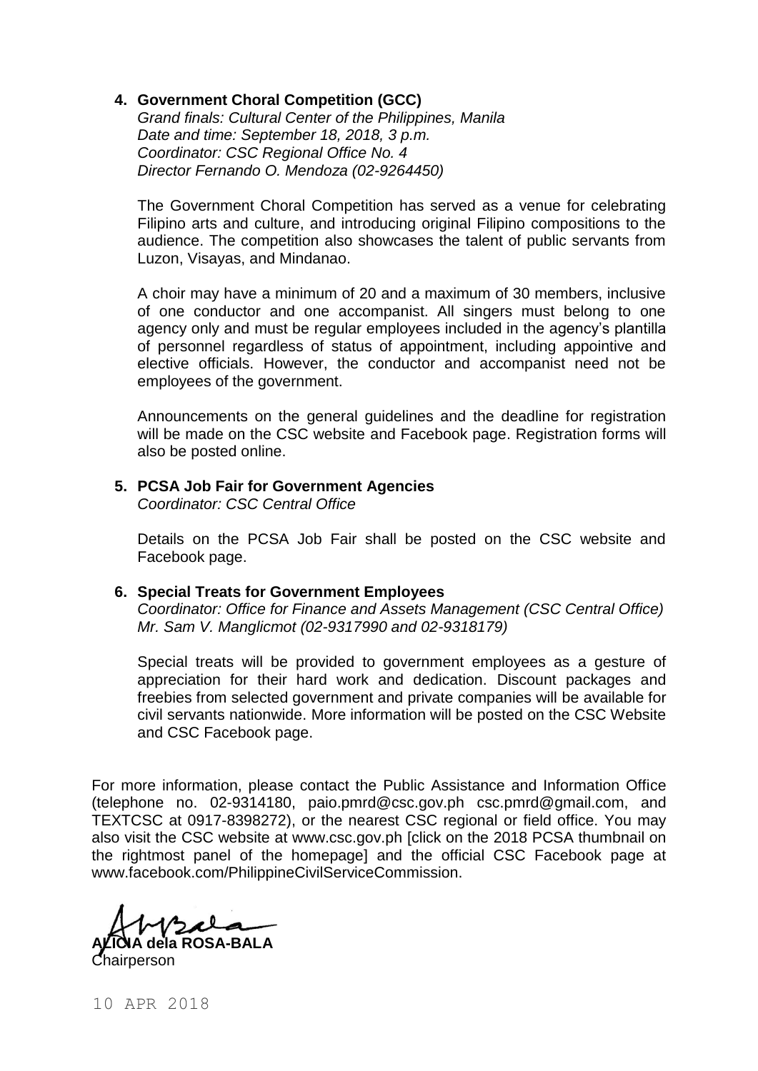4. **Government Choral Competition (GCC)**
   *Grand finals: Cultural Center of the Philippines, Manila*
   *Date and time: September 18, 2018, 3 p.m.*
   *Coordinator: CSC Regional Office No. 4*
   *Director Fernando O. Mendoza (02-9264450)*

   The Government Choral Competition has served as a venue for celebrating Filipino arts and culture, and introducing original Filipino compositions to the audience. The competition also showcases the talent of public servants from Luzon, Visayas, and Mindanao.

   A choir may have a minimum of 20 and a maximum of 30 members, inclusive of one conductor and one accompanist. All singers must belong to one agency only and must be regular employees included in the agency's plantilla of personnel regardless of status of appointment, including appointive and elective officials. However, the conductor and accompanist need not be employees of the government.

   Announcements on the general guidelines and the deadline for registration will be made on the CSC website and Facebook page. Registration forms will also be posted online.

5. **PCSA Job Fair for Government Agencies**
   *Coordinator: CSC Central Office*

   Details on the PCSA Job Fair shall be posted on the CSC website and Facebook page.

6. **Special Treats for Government Employees**
   *Coordinator: Office for Finance and Assets Management (CSC Central Office)*
   *Mr. Sam V. Manglicmot (02-9317990 and 02-9318179)*

   Special treats will be provided to government employees as a gesture of appreciation for their hard work and dedication. Discount packages and freebies from selected government and private companies will be available for civil servants nationwide. More information will be posted on the CSC Website and CSC Facebook page.

For more information, please contact the Public Assistance and Information Office (telephone no. 02-9314180, paio.pmrd@csc.gov.ph csc.pmrd@gmail.com, and TEXTCSC at 0917-8398272), or the nearest CSC regional or field office. You may also visit the CSC website at www.csc.gov.ph [click on the 2018 PCSA thumbnail on the rightmost panel of the homepage] and the official CSC Facebook page at www.facebook.com/PhilippineCivilServiceCommission.

**ALICIA dela ROSA-BALA**
Chairperson

10 APR 2018